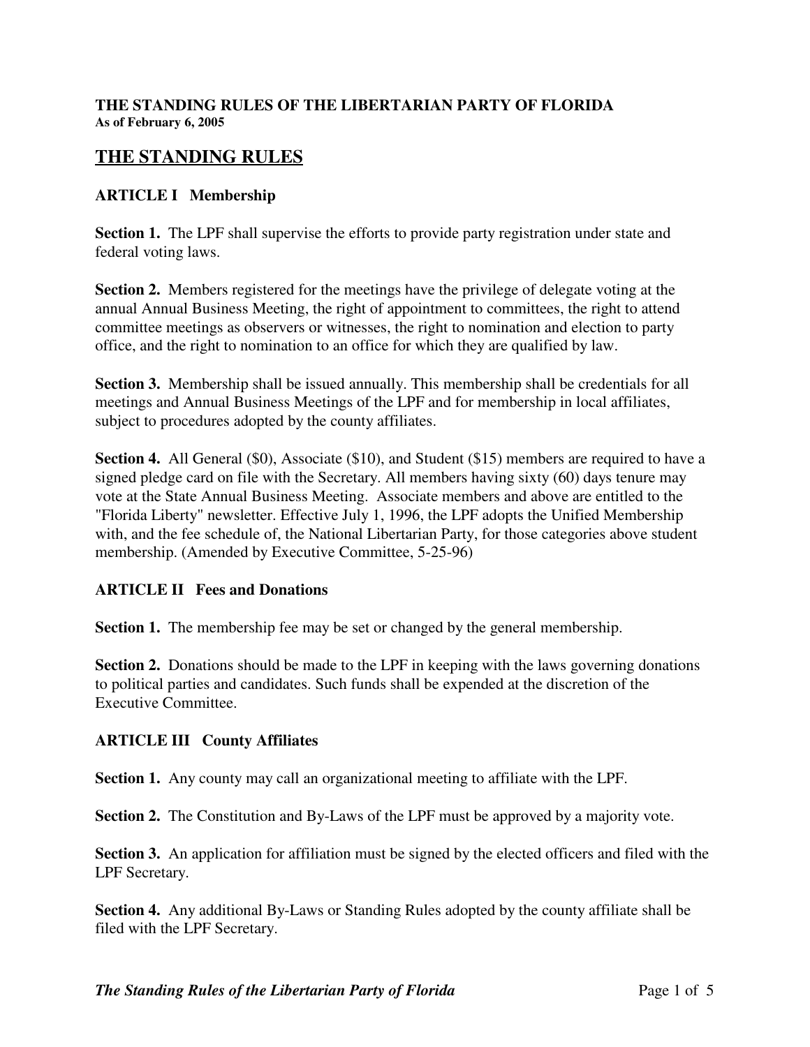**THE STANDING RULES OF THE LIBERTARIAN PARTY OF FLORIDA**
**As of February 6, 2005**

# THE STANDING RULES

## ARTICLE I Membership

**Section 1.** The LPF shall supervise the efforts to provide party registration under state and federal voting laws.

**Section 2.** Members registered for the meetings have the privilege of delegate voting at the annual Annual Business Meeting, the right of appointment to committees, the right to attend committee meetings as observers or witnesses, the right to nomination and election to party office, and the right to nomination to an office for which they are qualified by law.

**Section 3.** Membership shall be issued annually. This membership shall be credentials for all meetings and Annual Business Meetings of the LPF and for membership in local affiliates, subject to procedures adopted by the county affiliates.

**Section 4.** All General ($0), Associate ($10), and Student ($15) members are required to have a signed pledge card on file with the Secretary. All members having sixty (60) days tenure may vote at the State Annual Business Meeting. Associate members and above are entitled to the "Florida Liberty" newsletter. Effective July 1, 1996, the LPF adopts the Unified Membership with, and the fee schedule of, the National Libertarian Party, for those categories above student membership. (Amended by Executive Committee, 5-25-96)

## ARTICLE II Fees and Donations

**Section 1.** The membership fee may be set or changed by the general membership.

**Section 2.** Donations should be made to the LPF in keeping with the laws governing donations to political parties and candidates. Such funds shall be expended at the discretion of the Executive Committee.

## ARTICLE III County Affiliates

**Section 1.** Any county may call an organizational meeting to affiliate with the LPF.

**Section 2.** The Constitution and By-Laws of the LPF must be approved by a majority vote.

**Section 3.** An application for affiliation must be signed by the elected officers and filed with the LPF Secretary.

**Section 4.** Any additional By-Laws or Standing Rules adopted by the county affiliate shall be filed with the LPF Secretary.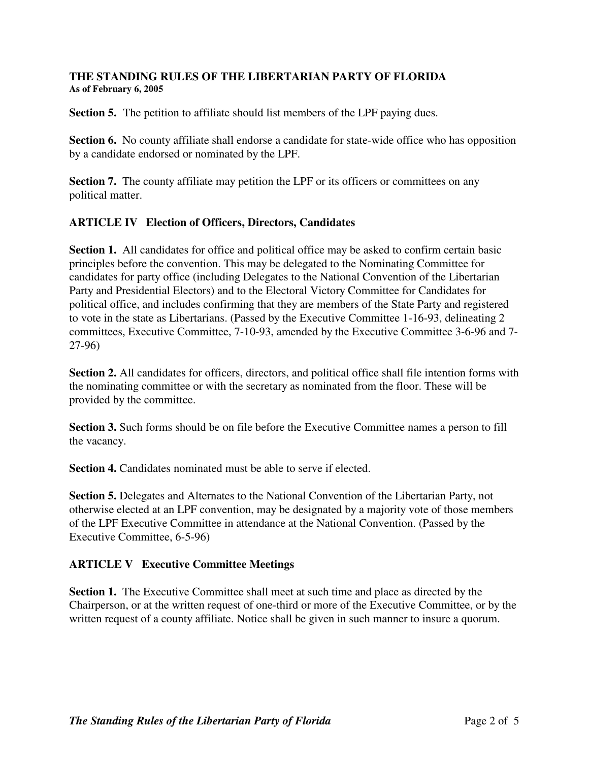**Section 5.** The petition to affiliate should list members of the LPF paying dues.

**Section 6.** No county affiliate shall endorse a candidate for state-wide office who has opposition by a candidate endorsed or nominated by the LPF.

**Section 7.** The county affiliate may petition the LPF or its officers or committees on any political matter.

## ARTICLE IV Election of Officers, Directors, Candidates

**Section 1.** All candidates for office and political office may be asked to confirm certain basic principles before the convention. This may be delegated to the Nominating Committee for candidates for party office (including Delegates to the National Convention of the Libertarian Party and Presidential Electors) and to the Electoral Victory Committee for Candidates for political office, and includes confirming that they are members of the State Party and registered to vote in the state as Libertarians. (Passed by the Executive Committee 1-16-93, delineating 2 committees, Executive Committee, 7-10-93, amended by the Executive Committee 3-6-96 and 7-27-96)

**Section 2.** All candidates for officers, directors, and political office shall file intention forms with the nominating committee or with the secretary as nominated from the floor. These will be provided by the committee.

**Section 3.** Such forms should be on file before the Executive Committee names a person to fill the vacancy.

**Section 4.** Candidates nominated must be able to serve if elected.

**Section 5.** Delegates and Alternates to the National Convention of the Libertarian Party, not otherwise elected at an LPF convention, may be designated by a majority vote of those members of the LPF Executive Committee in attendance at the National Convention. (Passed by the Executive Committee, 6-5-96)

## ARTICLE V Executive Committee Meetings

**Section 1.** The Executive Committee shall meet at such time and place as directed by the Chairperson, or at the written request of one-third or more of the Executive Committee, or by the written request of a county affiliate. Notice shall be given in such manner to insure a quorum.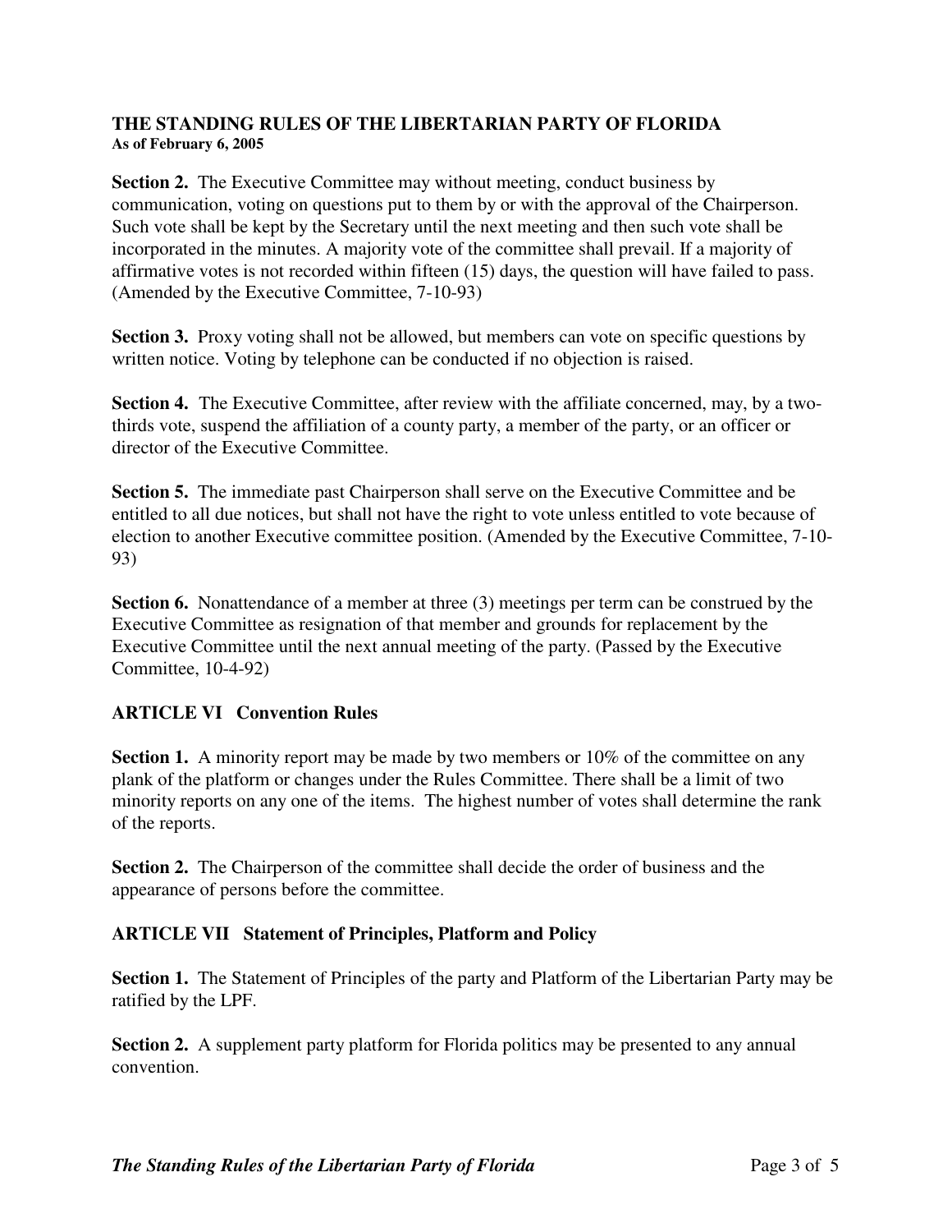**THE STANDING RULES OF THE LIBERTARIAN PARTY OF FLORIDA**
**As of February 6, 2005**

**Section 2.** The Executive Committee may without meeting, conduct business by communication, voting on questions put to them by or with the approval of the Chairperson. Such vote shall be kept by the Secretary until the next meeting and then such vote shall be incorporated in the minutes. A majority vote of the committee shall prevail. If a majority of affirmative votes is not recorded within fifteen (15) days, the question will have failed to pass. (Amended by the Executive Committee, 7-10-93)

**Section 3.** Proxy voting shall not be allowed, but members can vote on specific questions by written notice. Voting by telephone can be conducted if no objection is raised.

**Section 4.** The Executive Committee, after review with the affiliate concerned, may, by a two-thirds vote, suspend the affiliation of a county party, a member of the party, or an officer or director of the Executive Committee.

**Section 5.** The immediate past Chairperson shall serve on the Executive Committee and be entitled to all due notices, but shall not have the right to vote unless entitled to vote because of election to another Executive committee position. (Amended by the Executive Committee, 7-10-93)

**Section 6.** Nonattendance of a member at three (3) meetings per term can be construed by the Executive Committee as resignation of that member and grounds for replacement by the Executive Committee until the next annual meeting of the party. (Passed by the Executive Committee, 10-4-92)

## ARTICLE VI Convention Rules

**Section 1.** A minority report may be made by two members or 10% of the committee on any plank of the platform or changes under the Rules Committee. There shall be a limit of two minority reports on any one of the items. The highest number of votes shall determine the rank of the reports.

**Section 2.** The Chairperson of the committee shall decide the order of business and the appearance of persons before the committee.

## ARTICLE VII Statement of Principles, Platform and Policy

**Section 1.** The Statement of Principles of the party and Platform of the Libertarian Party may be ratified by the LPF.

**Section 2.** A supplement party platform for Florida politics may be presented to any annual convention.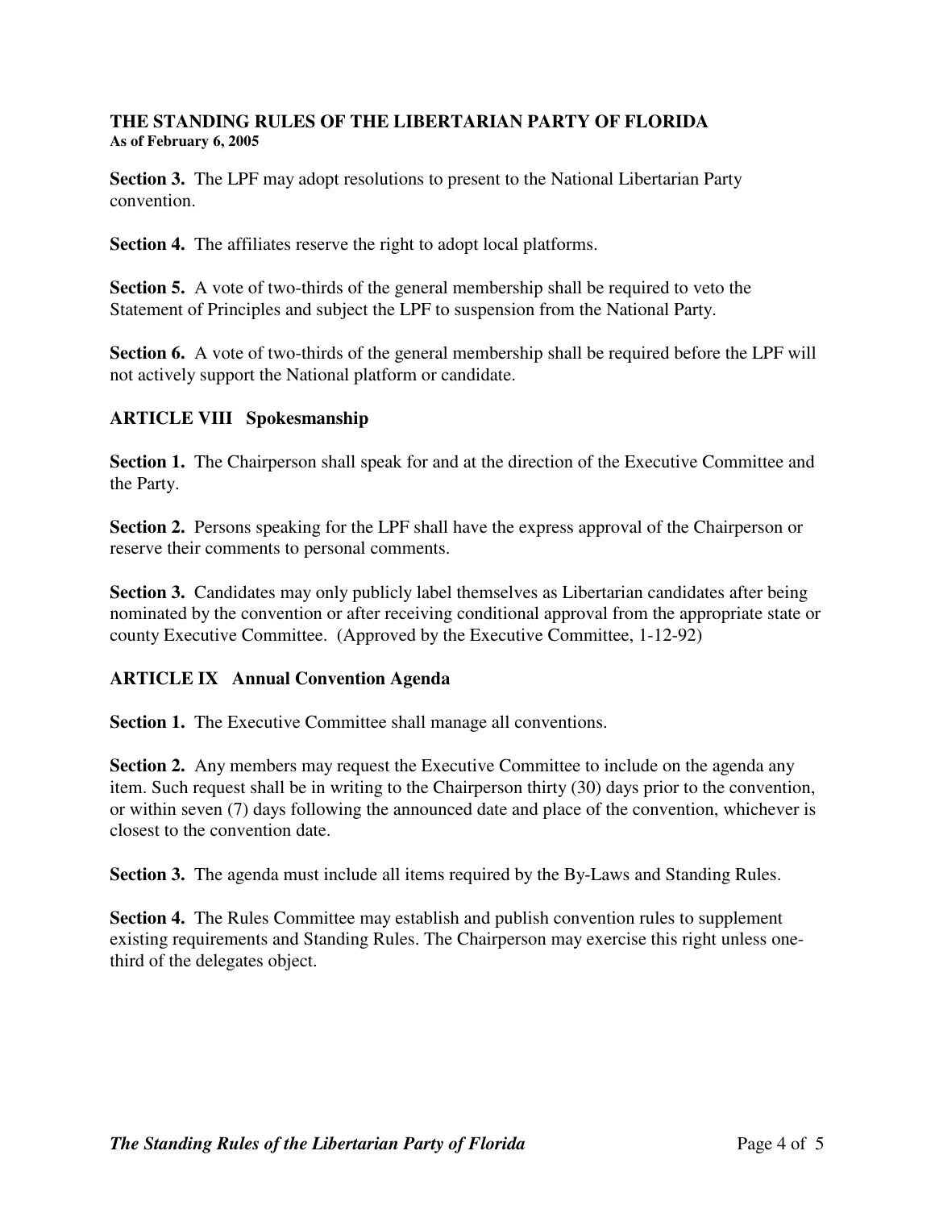**THE STANDING RULES OF THE LIBERTARIAN PARTY OF FLORIDA**
**As of February 6, 2005**

**Section 3.** The LPF may adopt resolutions to present to the National Libertarian Party convention.

**Section 4.** The affiliates reserve the right to adopt local platforms.

**Section 5.** A vote of two-thirds of the general membership shall be required to veto the Statement of Principles and subject the LPF to suspension from the National Party.

**Section 6.** A vote of two-thirds of the general membership shall be required before the LPF will not actively support the National platform or candidate.

## ARTICLE VIII Spokesmanship

**Section 1.** The Chairperson shall speak for and at the direction of the Executive Committee and the Party.

**Section 2.** Persons speaking for the LPF shall have the express approval of the Chairperson or reserve their comments to personal comments.

**Section 3.** Candidates may only publicly label themselves as Libertarian candidates after being nominated by the convention or after receiving conditional approval from the appropriate state or county Executive Committee. (Approved by the Executive Committee, 1-12-92)

## ARTICLE IX Annual Convention Agenda

**Section 1.** The Executive Committee shall manage all conventions.

**Section 2.** Any members may request the Executive Committee to include on the agenda any item. Such request shall be in writing to the Chairperson thirty (30) days prior to the convention, or within seven (7) days following the announced date and place of the convention, whichever is closest to the convention date.

**Section 3.** The agenda must include all items required by the By-Laws and Standing Rules.

**Section 4.** The Rules Committee may establish and publish convention rules to supplement existing requirements and Standing Rules. The Chairperson may exercise this right unless one-third of the delegates object.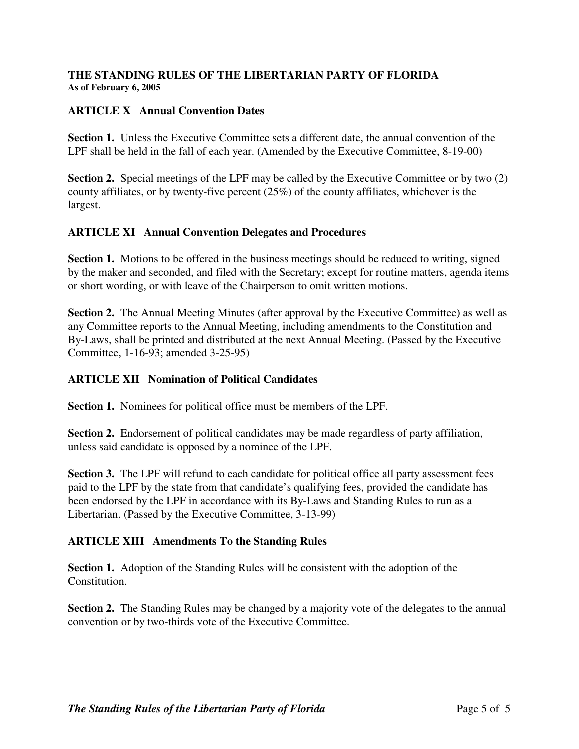**THE STANDING RULES OF THE LIBERTARIAN PARTY OF FLORIDA**
**As of February 6, 2005**

## ARTICLE X Annual Convention Dates

**Section 1.** Unless the Executive Committee sets a different date, the annual convention of the LPF shall be held in the fall of each year. (Amended by the Executive Committee, 8-19-00)

**Section 2.** Special meetings of the LPF may be called by the Executive Committee or by two (2) county affiliates, or by twenty-five percent (25%) of the county affiliates, whichever is the largest.

## ARTICLE XI Annual Convention Delegates and Procedures

**Section 1.** Motions to be offered in the business meetings should be reduced to writing, signed by the maker and seconded, and filed with the Secretary; except for routine matters, agenda items or short wording, or with leave of the Chairperson to omit written motions.

**Section 2.** The Annual Meeting Minutes (after approval by the Executive Committee) as well as any Committee reports to the Annual Meeting, including amendments to the Constitution and By-Laws, shall be printed and distributed at the next Annual Meeting. (Passed by the Executive Committee, 1-16-93; amended 3-25-95)

## ARTICLE XII Nomination of Political Candidates

**Section 1.** Nominees for political office must be members of the LPF.

**Section 2.** Endorsement of political candidates may be made regardless of party affiliation, unless said candidate is opposed by a nominee of the LPF.

**Section 3.** The LPF will refund to each candidate for political office all party assessment fees paid to the LPF by the state from that candidate's qualifying fees, provided the candidate has been endorsed by the LPF in accordance with its By-Laws and Standing Rules to run as a Libertarian. (Passed by the Executive Committee, 3-13-99)

## ARTICLE XIII Amendments To the Standing Rules

**Section 1.** Adoption of the Standing Rules will be consistent with the adoption of the Constitution.

**Section 2.** The Standing Rules may be changed by a majority vote of the delegates to the annual convention or by two-thirds vote of the Executive Committee.